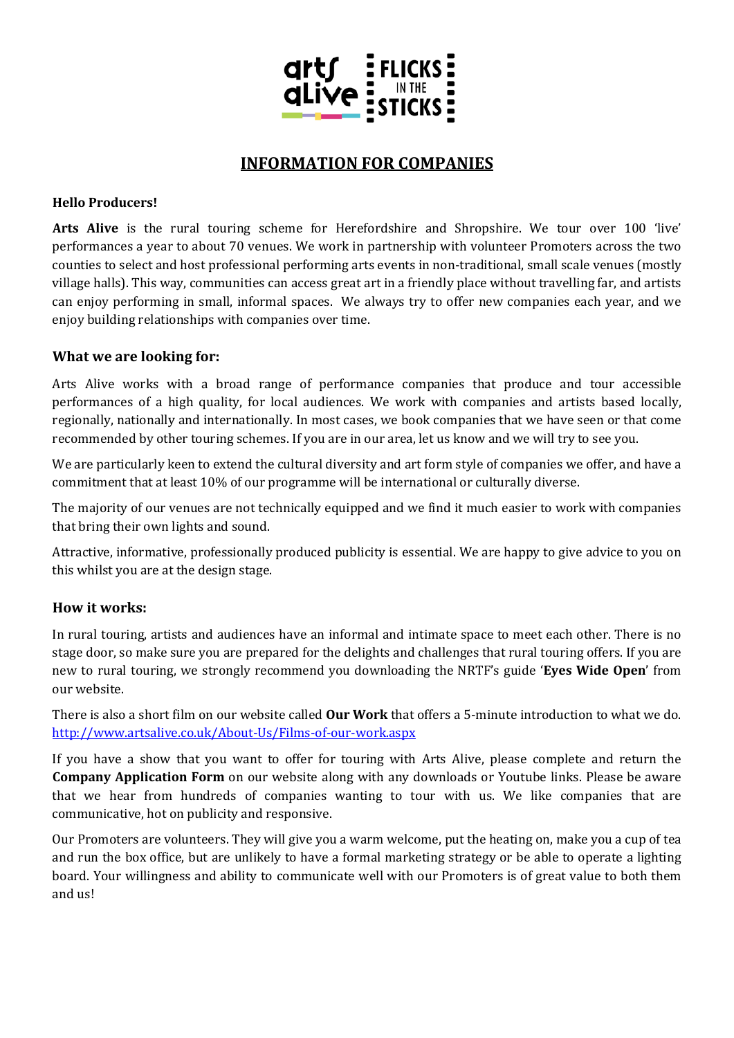# INFORMATION FOR COMPANIES

**Hello Producers!**

**Arts Alive** is the rural touring scheme for Herefordshire and Shropshire. We tour over 100 'live' performances a year to about 70 venues. We work in partnership with volunteer Promoters across the two counties to select and host professional performing arts events in non-traditional, small scale venues (mostly village halls). This way, communities can access great art in a friendly place without travelling far, and artists can enjoy performing in small, informal spaces. We always try to offer new companies each year, and we enjoy building relationships with companies over time.

## What we are looking for:

Arts Alive works with a broad range of performance companies that produce and tour accessible performances of a high quality, for local audiences. We work with companies and artists based locally, regionally, nationally and internationally. In most cases, we book companies that we have seen or that come recommended by other touring schemes. If you are in our area, let us know and we will try to see you.

We are particularly keen to extend the cultural diversity and art form style of companies we offer, and have a commitment that at least 10% of our programme will be international or culturally diverse.

The majority of our venues are not technically equipped and we find it much easier to work with companies that bring their own lights and sound.

Attractive, informative, professionally produced publicity is essential. We are happy to give advice to you on this whilst you are at the design stage.

## How it works:

In rural touring, artists and audiences have an informal and intimate space to meet each other. There is no stage door, so make sure you are prepared for the delights and challenges that rural touring offers. If you are new to rural touring, we strongly recommend you downloading the NRTF's guide '**Eyes Wide Open**' from our website.

There is also a short film on our website called **Our Work** that offers a 5-minute introduction to what we do. http://www.artsalive.co.uk/About-Us/Films-of-our-work.aspx

If you have a show that you want to offer for touring with Arts Alive, please complete and return the **Company Application Form** on our website along with any downloads or Youtube links. Please be aware that we hear from hundreds of companies wanting to tour with us. We like companies that are communicative, hot on publicity and responsive.

Our Promoters are volunteers. They will give you a warm welcome, put the heating on, make you a cup of tea and run the box office, but are unlikely to have a formal marketing strategy or be able to operate a lighting board. Your willingness and ability to communicate well with our Promoters is of great value to both them and us!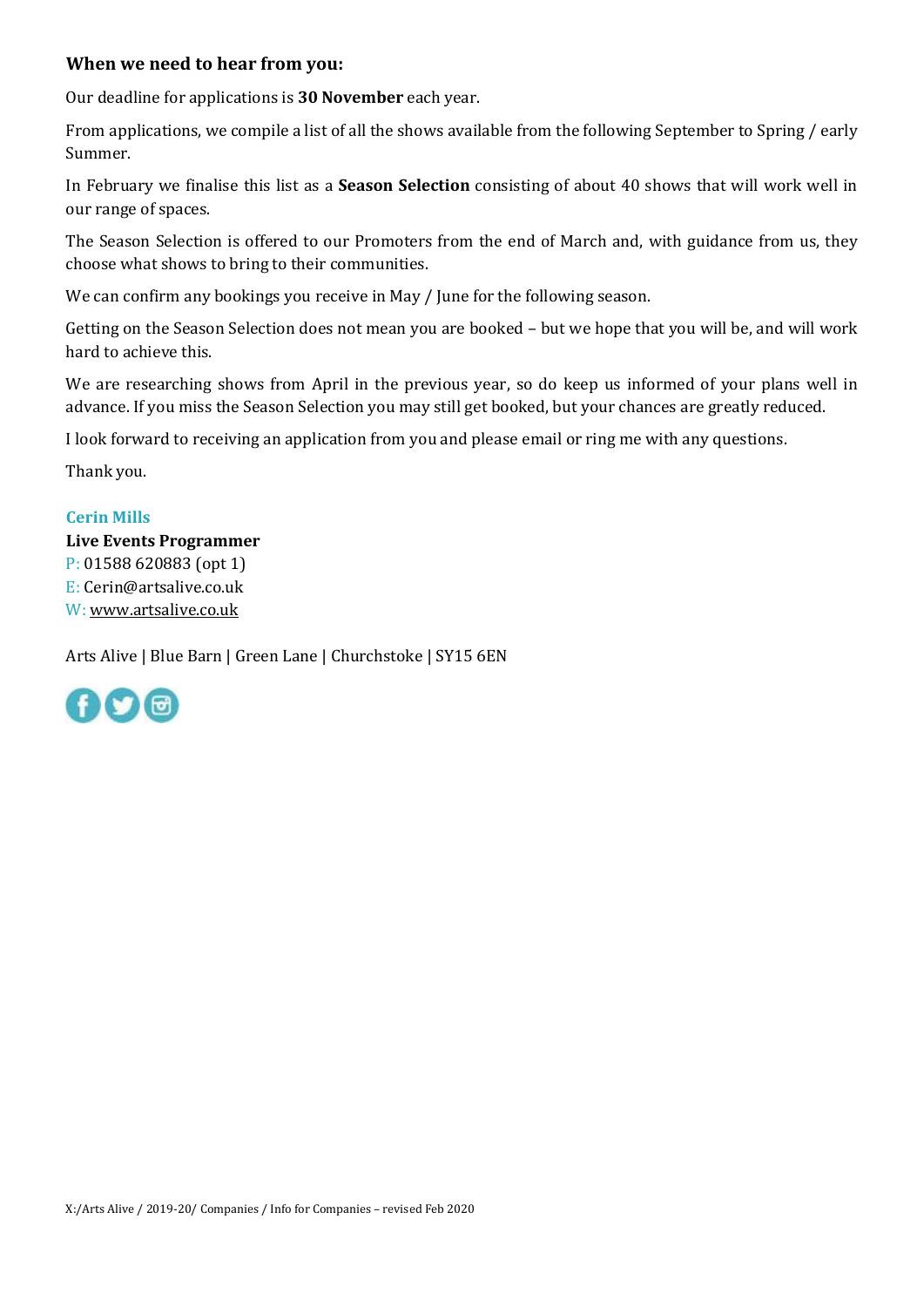**When we need to hear from you:**

Our deadline for applications is **30 November** each year.

From applications, we compile a list of all the shows available from the following September to Spring / early Summer.

In February we finalise this list as a **Season Selection** consisting of about 40 shows that will work well in our range of spaces.

The Season Selection is offered to our Promoters from the end of March and, with guidance from us, they choose what shows to bring to their communities.

We can confirm any bookings you receive in May / June for the following season.

Getting on the Season Selection does not mean you are booked – but we hope that you will be, and will work hard to achieve this.

We are researching shows from April in the previous year, so do keep us informed of your plans well in advance. If you miss the Season Selection you may still get booked, but your chances are greatly reduced.

I look forward to receiving an application from you and please email or ring me with any questions.

Thank you.

**Cerin Mills**
**Live Events Programmer**
P: 01588 620883 (opt 1)
E: Cerin@artsalive.co.uk
W: www.artsalive.co.uk

Arts Alive | Blue Barn | Green Lane | Churchstoke | SY15 6EN

X:/Arts Alive / 2019-20/ Companies / Info for Companies – revised Feb 2020